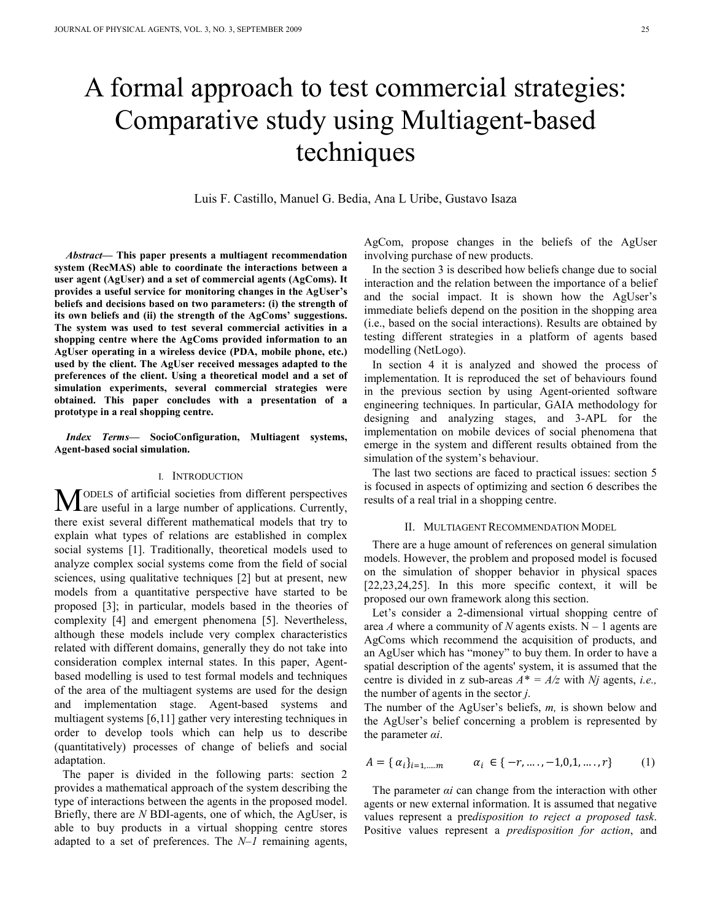# A formal approach to test commercial strategies: Comparative study using Multiagent-based techniques

Luis F. Castillo, Manuel G. Bedia, Ana L Uribe, Gustavo Isaza

***Abstract*— This paper presents a multiagent recommendation system (RecMAS) able to coordinate the interactions between a user agent (AgUser) and a set of commercial agents (AgComs). It provides a useful service for monitoring changes in the AgUser's beliefs and decisions based on two parameters: (i) the strength of its own beliefs and (ii) the strength of the AgComs' suggestions. The system was used to test several commercial activities in a shopping centre where the AgComs provided information to an AgUser operating in a wireless device (PDA, mobile phone, etc.) used by the client. The AgUser received messages adapted to the preferences of the client. Using a theoretical model and a set of simulation experiments, several commercial strategies were obtained. This paper concludes with a presentation of a prototype in a real shopping centre.**

***Index Terms*— SocioConfiguration, Multiagent systems, Agent-based social simulation.**

## I. Introduction

Models of artificial societies from different perspectives are useful in a large number of applications. Currently, there exist several different mathematical models that try to explain what types of relations are established in complex social systems [1]. Traditionally, theoretical models used to analyze complex social systems come from the field of social sciences, using qualitative techniques [2] but at present, new models from a quantitative perspective have started to be proposed [3]; in particular, models based in the theories of complexity [4] and emergent phenomena [5]. Nevertheless, although these models include very complex characteristics related with different domains, generally they do not take into consideration complex internal states. In this paper, Agent-based modelling is used to test formal models and techniques of the area of the multiagent systems are used for the design and implementation stage. Agent-based systems and multiagent systems [6,11] gather very interesting techniques in order to develop tools which can help us to describe (quantitatively) processes of change of beliefs and social adaptation.

The paper is divided in the following parts: section 2 provides a mathematical approach of the system describing the type of interactions between the agents in the proposed model. Briefly, there are $N$ BDI-agents, one of which, the AgUser, is able to buy products in a virtual shopping centre stores adapted to a set of preferences. The $N$–$1$ remaining agents, AgCom, propose changes in the beliefs of the AgUser involving purchase of new products.

In the section 3 is described how beliefs change due to social interaction and the relation between the importance of a belief and the social impact. It is shown how the AgUser's immediate beliefs depend on the position in the shopping area (i.e., based on the social interactions). Results are obtained by testing different strategies in a platform of agents based modelling (NetLogo).

In section 4 it is analyzed and showed the process of implementation. It is reproduced the set of behaviours found in the previous section by using Agent-oriented software engineering techniques. In particular, GAIA methodology for designing and analyzing stages, and 3-APL for the implementation on mobile devices of social phenomena that emerge in the system and different results obtained from the simulation of the system's behaviour.

The last two sections are faced to practical issues: section 5 is focused in aspects of optimizing and section 6 describes the results of a real trial in a shopping centre.

## II. Multiagent Recommendation Model

There are a huge amount of references on general simulation models. However, the problem and proposed model is focused on the simulation of shopper behavior in physical spaces [22,23,24,25]. In this more specific context, it will be proposed our own framework along this section.

Let's consider a 2-dimensional virtual shopping centre of area $A$ where a community of $N$ agents exists. $N-1$ agents are AgComs which recommend the acquisition of products, and an AgUser which has "money" to buy them. In order to have a spatial description of the agents' system, it is assumed that the centre is divided in z sub-areas $A^* = A/z$ with $N_j$ agents, *i.e.,* the number of agents in the sector $j$.

The number of the AgUser's beliefs, $m$, is shown below and the AgUser's belief concerning a problem is represented by the parameter $\alpha_i$.

$$A = \{\alpha_i\}_{i=1,\dots,m} \qquad \alpha_i \in \{-r,\dots,-1,0,1,\dots,r\} \tag{1}$$

The parameter $\alpha_i$ can change from the interaction with other agents or new external information. It is assumed that negative values represent a pre*disposition to reject a proposed task*. Positive values represent a *predisposition for action*, and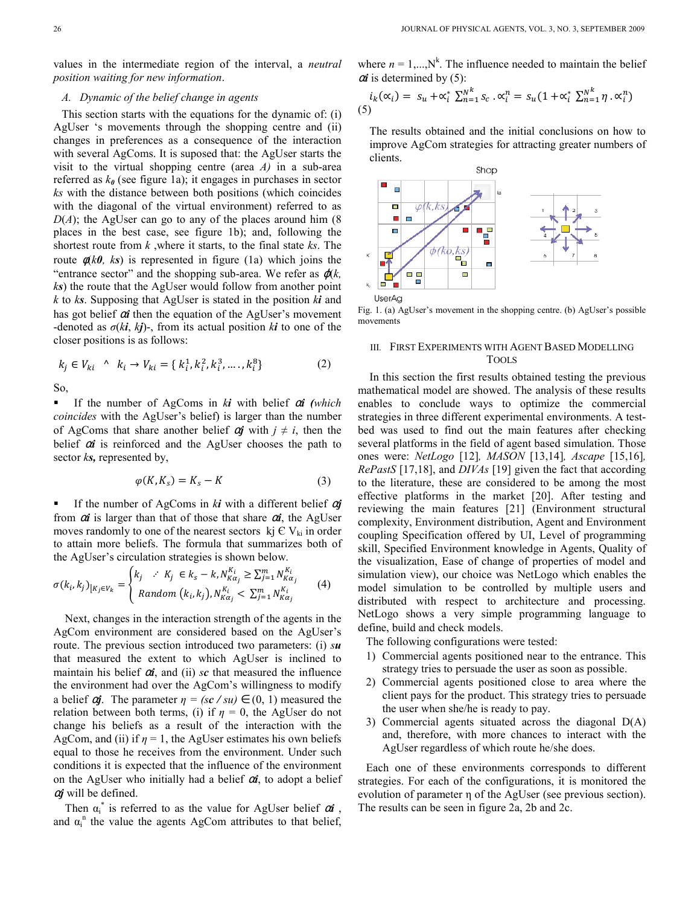values in the intermediate region of the interval, a *neutral position waiting for new information*.

### A. Dynamic of the belief change in agents

This section starts with the equations for the dynamic of: (i) AgUser 's movements through the shopping centre and (ii) changes in preferences as a consequence of the interaction with several AgComs. It is suposed that: the AgUser starts the visit to the virtual shopping centre (area *A)* in a sub-area referred as $k_0$ (see figure 1a); it engages in purchases in sector *ks* with the distance between both positions (which coincides with the diagonal of the virtual environment) referred to as *D*(*A*); the AgUser can go to any of the places around him (8 places in the best case, see figure 1b); and, following the shortest route from *k* ,where it starts, to the final state *ks*. The route $\phi(k0, ks)$ is represented in figure (1a) which joins the "entrance sector" and the shopping sub-area. We refer as $\phi(k, ks)$ the route that the AgUser would follow from another point *k* to *ks*. Supposing that AgUser is stated in the position $k_i$ and has got belief $\alpha_i$ then the equation of the AgUser's movement -denoted as $\sigma(k_i, k_j)$-, from its actual position $k_i$ to one of the closer positions is as follows:

$$k_j \in V_{ki} \;\; \wedge \;\; k_i \rightarrow V_{ki} = \{ k_i^1, k_i^2, k_i^3, \ldots, k_i^8 \} \tag{2}$$

So,

- If the number of AgComs in $k_i$ with belief $\alpha_i$ *(which coincides* with the AgUser's belief) is larger than the number of AgComs that share another belief $\alpha_j$ with $j \neq i$, then the belief $\alpha_i$ is reinforced and the AgUser chooses the path to sector ***ks*,** represented by,

$$\varphi(K, K_s) = K_s - K \tag{3}$$

- If the number of AgComs in $k_i$ with a different belief $\alpha_j$ from $\alpha_i$ is larger than that of those that share $\alpha_i$, the AgUser moves randomly to one of the nearest sectors $k_j \in V_{ki}$ in order to attain more beliefs. The formula that summarizes both of the AgUser's circulation strategies is shown below.

$$\sigma(k_i, k_j)_{\lfloor K_j \in V_k} = \begin{cases} k_j \;\; \therefore \;\; K_j \in k_s - k, N_{K\alpha_j}^{K_i} \geq \sum_{j=1}^{m} N_{K\alpha_j}^{K_i} \\ Random\,(k_i, k_j), N_{K\alpha_j}^{K_i} < \sum_{j=1}^{m} N_{K\alpha_j}^{K_i} \end{cases} \tag{4}$$

Next, changes in the interaction strength of the agents in the AgCom environment are considered based on the AgUser's route. The previous section introduced two parameters: (i) ***su*** that measured the extent to which AgUser is inclined to maintain his belief $\alpha_i$, and (ii) ***sc*** that measured the influence the environment had over the AgCom's willingness to modify a belief $\alpha_j$. The parameter $\eta$ = *(sc / su)* $\in (0, 1)$ measured the relation between both terms, (i) if $\eta = 0$, the AgUser do not change his beliefs as a result of the interaction with the AgCom, and (ii) if $\eta = 1$, the AgUser estimates his own beliefs equal to those he receives from the environment. Under such conditions it is expected that the influence of the environment on the AgUser who initially had a belief $\alpha_i$, to adopt a belief $\alpha_j$ will be defined.

Then $\alpha_i^*$ is referred to as the value for AgUser belief $\alpha_i$ , and $\alpha_i^n$ the value the agents AgCom attributes to that belief, where $n = 1, \ldots, N^k$. The influence needed to maintain the belief $\alpha_i$ is determined by (5):

$$i_k(\propto_i) = s_u + \propto_i^* \sum_{n=1}^{N^k} s_c \,. \propto_i^n = s_u (1 + \propto_i^* \sum_{n=1}^{N^k} \eta \,. \propto_i^n) \tag{5}$$

The results obtained and the initial conclusions on how to improve AgCom strategies for attracting greater numbers of clients.

Fig. 1. (a) AgUser's movement in the shopping centre. (b) AgUser's possible movements

## III. First Experiments with Agent Based Modelling Tools

In this section the first results obtained testing the previous mathematical model are showed. The analysis of these results enables to conclude ways to optimize the commercial strategies in three different experimental environments. A test-bed was used to find out the main features after checking several platforms in the field of agent based simulation. Those ones were: *NetLogo* [12]*, MASON* [13,14]*, Ascape* [15,16]*, RePastS* [17,18], and *DIVAs* [19] given the fact that according to the literature, these are considered to be among the most effective platforms in the market [20]. After testing and reviewing the main features [21] (Environment structural complexity, Environment distribution, Agent and Environment coupling Specification offered by UI, Level of programming skill, Specified Environment knowledge in Agents, Quality of the visualization, Ease of change of properties of model and simulation view), our choice was NetLogo which enables the model simulation to be controlled by multiple users and distributed with respect to architecture and processing. NetLogo shows a very simple programming language to define, build and check models.

The following configurations were tested:

1) Commercial agents positioned near to the entrance. This strategy tries to persuade the user as soon as possible.
2) Commercial agents positioned close to area where the client pays for the product. This strategy tries to persuade the user when she/he is ready to pay.
3) Commercial agents situated across the diagonal D(A) and, therefore, with more chances to interact with the AgUser regardless of which route he/she does.

Each one of these environments corresponds to different strategies. For each of the configurations, it is monitored the evolution of parameter η of the AgUser (see previous section). The results can be seen in figure 2a, 2b and 2c.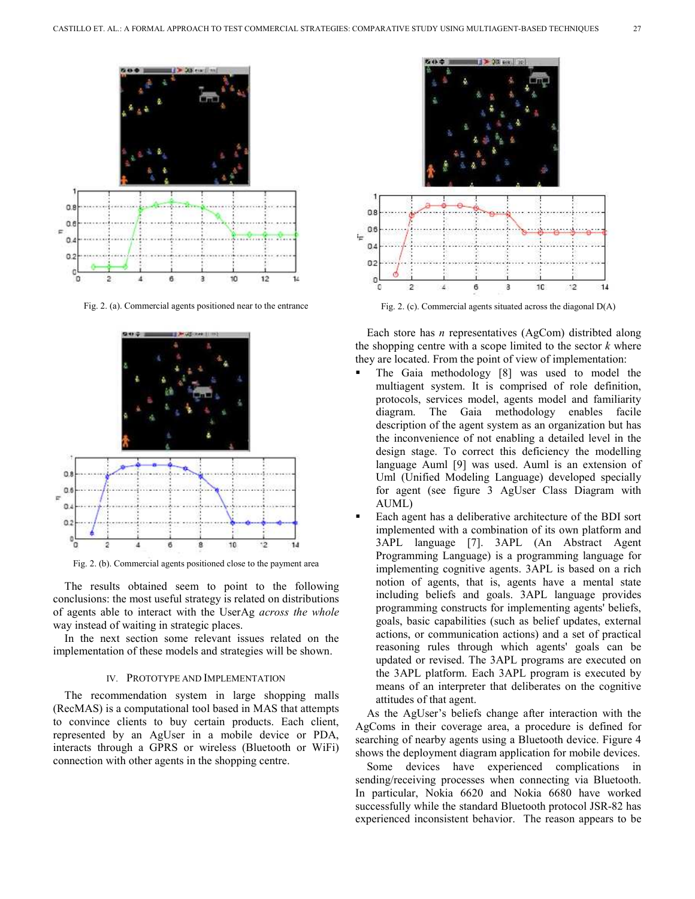Fig. 2. (a). Commercial agents positioned near to the entrance

Fig. 2. (b). Commercial agents positioned close to the payment area

The results obtained seem to point to the following conclusions: the most useful strategy is related on distributions of agents able to interact with the UserAg *across the whole* way instead of waiting in strategic places.

In the next section some relevant issues related on the implementation of these models and strategies will be shown.

## IV. Prototype and Implementation

The recommendation system in large shopping malls (RecMAS) is a computational tool based in MAS that attempts to convince clients to buy certain products. Each client, represented by an AgUser in a mobile device or PDA, interacts through a GPRS or wireless (Bluetooth or WiFi) connection with other agents in the shopping centre.

Fig. 2. (c). Commercial agents situated across the diagonal D(A)

Each store has *n* representatives (AgCom) distributed along the shopping centre with a scope limited to the sector *k* where they are located. From the point of view of implementation:

- The Gaia methodology [8] was used to model the multiagent system. It is comprised of role definition, protocols, services model, agents model and familiarity diagram. The Gaia methodology enables facile description of the agent system as an organization but has the inconvenience of not enabling a detailed level in the design stage. To correct this deficiency the modelling language Auml [9] was used. Auml is an extension of Uml (Unified Modeling Language) developed specially for agent (see figure 3 AgUser Class Diagram with AUML)
- Each agent has a deliberative architecture of the BDI sort implemented with a combination of its own platform and 3APL language [7]. 3APL (An Abstract Agent Programming Language) is a programming language for implementing cognitive agents. 3APL is based on a rich notion of agents, that is, agents have a mental state including beliefs and goals. 3APL language provides programming constructs for implementing agents' beliefs, goals, basic capabilities (such as belief updates, external actions, or communication actions) and a set of practical reasoning rules through which agents' goals can be updated or revised. The 3APL programs are executed on the 3APL platform. Each 3APL program is executed by means of an interpreter that deliberates on the cognitive attitudes of that agent.

As the AgUser's beliefs change after interaction with the AgComs in their coverage area, a procedure is defined for searching of nearby agents using a Bluetooth device. Figure 4 shows the deployment diagram application for mobile devices.

Some devices have experienced complications in sending/receiving processes when connecting via Bluetooth. In particular, Nokia 6620 and Nokia 6680 have worked successfully while the standard Bluetooth protocol JSR-82 has experienced inconsistent behavior. The reason appears to be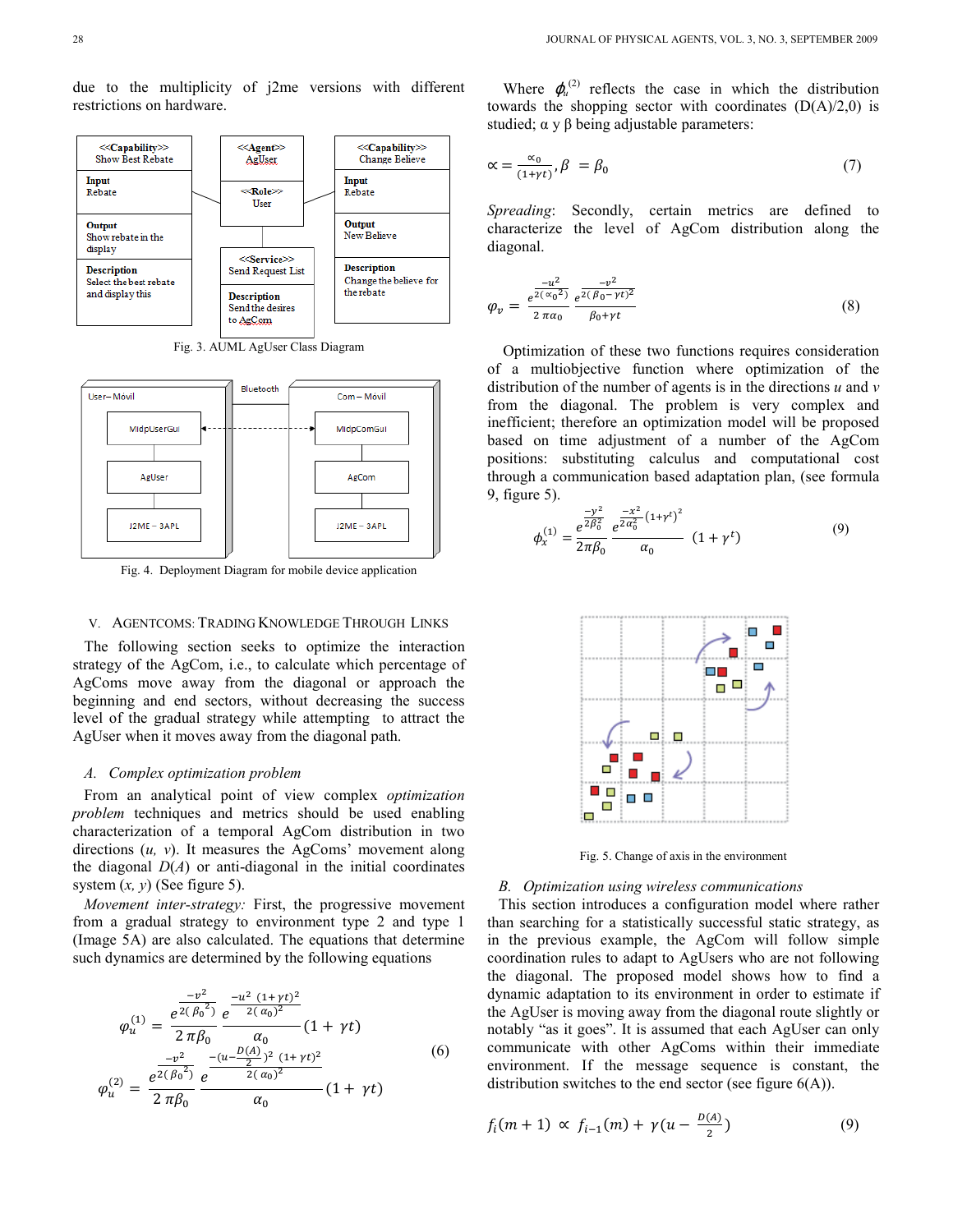due to the multiplicity of j2me versions with different restrictions on hardware.

Fig. 3. AUML AgUser Class Diagram

Fig. 4. Deployment Diagram for mobile device application

## V. AGENTCOMS: TRADING KNOWLEDGE THROUGH LINKS

The following section seeks to optimize the interaction strategy of the AgCom, i.e., to calculate which percentage of AgComs move away from the diagonal or approach the beginning and end sectors, without decreasing the success level of the gradual strategy while attempting to attract the AgUser when it moves away from the diagonal path.

### *A. Complex optimization problem*

From an analytical point of view complex *optimization problem* techniques and metrics should be used enabling characterization of a temporal AgCom distribution in two directions ($u$, $v$). It measures the AgComs' movement along the diagonal $D(A)$ or anti-diagonal in the initial coordinates system ($x$, $y$) (See figure 5).

*Movement inter-strategy:* First, the progressive movement from a gradual strategy to environment type 2 and type 1 (Image 5A) are also calculated. The equations that determine such dynamics are determined by the following equations

$$\varphi_u^{(1)} = \frac{e^{\frac{-v^2}{2(\beta_0{}^2)}}}{2\,\pi\beta_0}\,\frac{e^{\frac{-u^2\,(1+\gamma t)^2}{2(\alpha_0)^2}}}{\alpha_0}(1+\gamma t)$$

$$\varphi_u^{(2)} = \frac{e^{\frac{-v^2}{2(\beta_0{}^2)}}}{2\,\pi\beta_0}\,\frac{e^{\frac{-(u-\frac{D(A)}{2})^2\,(1+\gamma t)^2}{2(\alpha_0)^2}}}{\alpha_0}(1+\gamma t) \qquad (6)$$

Where $\phi_u^{(2)}$ reflects the case in which the distribution towards the shopping sector with coordinates (D(A)/2,0) is studied; α y β being adjustable parameters:

$$\propto = \frac{\propto_0}{(1+\gamma t)}, \beta = \beta_0 \qquad (7)$$

*Spreading*: Secondly, certain metrics are defined to characterize the level of AgCom distribution along the diagonal.

$$\varphi_v = \frac{e^{\frac{-u^2}{2(\propto_0{}^2)}}}{2\,\pi\alpha_0}\,\frac{e^{\frac{-v^2}{2(\beta_0-\gamma t)^2}}}{\beta_0+\gamma t} \qquad (8)$$

Optimization of these two functions requires consideration of a multiobjective function where optimization of the distribution of the number of agents is in the directions $u$ and $v$ from the diagonal. The problem is very complex and inefficient; therefore an optimization model will be proposed based on time adjustment of a number of the AgCom positions: substituting calculus and computational cost through a communication based adaptation plan, (see formula 9, figure 5).

$$\phi_x^{(1)} = \frac{e^{\frac{-y^2}{2\beta_0^2}}}{2\pi\beta_0}\,\frac{e^{\frac{-x^2}{2\alpha_0^2}(1+\gamma^t)^2}}{\alpha_0}\,(1+\gamma^t) \qquad (9)$$

Fig. 5. Change of axis in the environment

### *B. Optimization using wireless communications*

This section introduces a configuration model where rather than searching for a statistically successful static strategy, as in the previous example, the AgCom will follow simple coordination rules to adapt to AgUsers who are not following the diagonal. The proposed model shows how to find a dynamic adaptation to its environment in order to estimate if the AgUser is moving away from the diagonal route slightly or notably "as it goes". It is assumed that each AgUser can only communicate with other AgComs within their immediate environment. If the message sequence is constant, the distribution switches to the end sector (see figure 6(A)).

$$f_i(m+1) \propto f_{i-1}(m) + \gamma\left(u - \frac{D(A)}{2}\right) \qquad (9)$$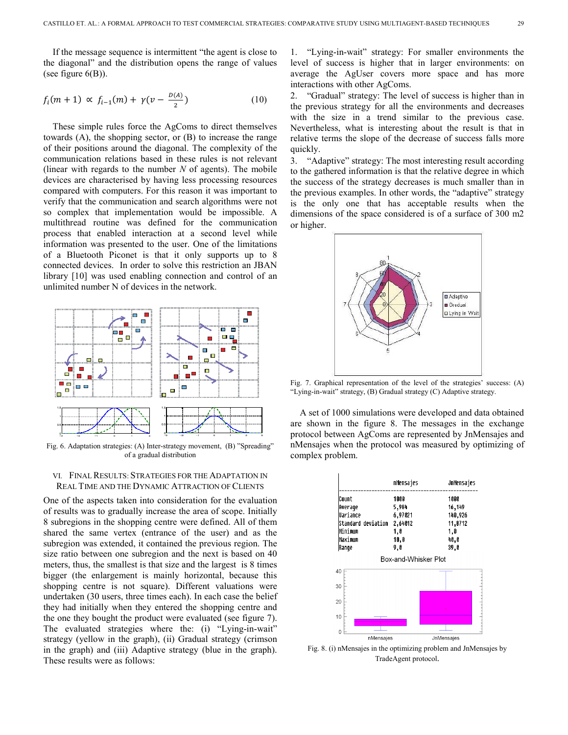If the message sequence is intermittent "the agent is close to the diagonal" and the distribution opens the range of values (see figure 6(B)).

$$f_i(m+1) \propto f_{i-1}(m) + \gamma(v - \frac{D(A)}{2}) \qquad (10)$$

These simple rules force the AgComs to direct themselves towards (A), the shopping sector, or (B) to increase the range of their positions around the diagonal. The complexity of the communication relations based in these rules is not relevant (linear with regards to the number $N$ of agents). The mobile devices are characterised by having less processing resources compared with computers. For this reason it was important to verify that the communication and search algorithms were not so complex that implementation would be impossible. A multithread routine was defined for the communication process that enabled interaction at a second level while information was presented to the user. One of the limitations of a Bluetooth Piconet is that it only supports up to 8 connected devices. In order to solve this restriction an JBAN library [10] was used enabling connection and control of an unlimited number N of devices in the network.

Fig. 6. Adaptation strategies: (A) Inter-strategy movement, (B) "Spreading" of a gradual distribution

## VI. Final Results: Strategies for the Adaptation in Real Time and the Dynamic Attraction of Clients

One of the aspects taken into consideration for the evaluation of results was to gradually increase the area of scope. Initially 8 subregions in the shopping centre were defined. All of them shared the same vertex (entrance of the user) and as the subregion was extended, it contained the previous region. The size ratio between one subregion and the next is based on 40 meters, thus, the smallest is that size and the largest is 8 times bigger (the enlargement is mainly horizontal, because this shopping centre is not square). Different valuations were undertaken (30 users, three times each). In each case the belief they had initially when they entered the shopping centre and the one they bought the product were evaluated (see figure 7). The evaluated strategies where the: (i) "Lying-in-wait" strategy (yellow in the graph), (ii) Gradual strategy (crimson in the graph) and (iii) Adaptive strategy (blue in the graph). These results were as follows:

1. "Lying-in-wait" strategy: For smaller environments the level of success is higher that in larger environments: on average the AgUser covers more space and has more interactions with other AgComs.
2. "Gradual" strategy: The level of success is higher than in the previous strategy for all the environments and decreases with the size in a trend similar to the previous case. Nevertheless, what is interesting about the result is that in relative terms the slope of the decrease of success falls more quickly.
3. "Adaptive" strategy: The most interesting result according to the gathered information is that the relative degree in which the success of the strategy decreases is much smaller than in the previous examples. In other words, the "adaptive" strategy is the only one that has acceptable results when the dimensions of the space considered is of a surface of 300 m2 or higher.

Fig. 7. Graphical representation of the level of the strategies' success: (A) "Lying-in-wait" strategy, (B) Gradual strategy (C) Adaptive strategy.

A set of 1000 simulations were developed and data obtained are shown in the figure 8. The messages in the exchange protocol between AgComs are represented by JnMensajes and nMensajes when the protocol was measured by optimizing of complex problem.

| | nMensajes | JnMensajes |
|---|---|---|
| Count | 1000 | 1000 |
| Average | 5,984 | 16,149 |
| Variance | 6,97021 | 140,926 |
| Standard deviation | 2,64012 | 11,8712 |
| Minimum | 1,0 | 1,0 |
| Maximum | 10,0 | 40,0 |
| Range | 9,0 | 39,0 |

Fig. 8. (i) nMensajes in the optimizing problem and JnMensajes by TradeAgent protocol.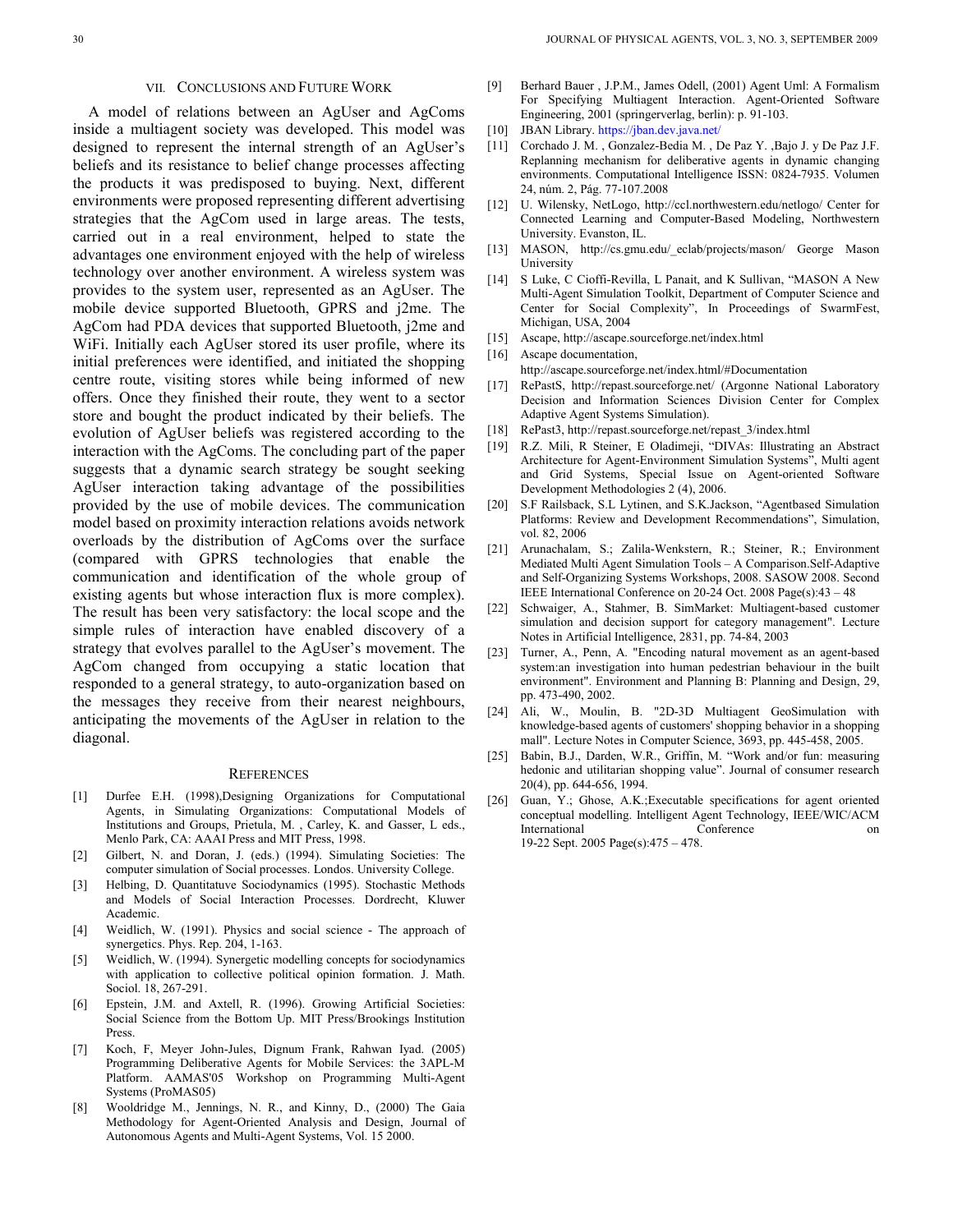## VII. Conclusions and Future Work

A model of relations between an AgUser and AgComs inside a multiagent society was developed. This model was designed to represent the internal strength of an AgUser's beliefs and its resistance to belief change processes affecting the products it was predisposed to buying. Next, different environments were proposed representing different advertising strategies that the AgCom used in large areas. The tests, carried out in a real environment, helped to state the advantages one environment enjoyed with the help of wireless technology over another environment. A wireless system was provides to the system user, represented as an AgUser. The mobile device supported Bluetooth, GPRS and j2me. The AgCom had PDA devices that supported Bluetooth, j2me and WiFi. Initially each AgUser stored its user profile, where its initial preferences were identified, and initiated the shopping centre route, visiting stores while being informed of new offers. Once they finished their route, they went to a sector store and bought the product indicated by their beliefs. The evolution of AgUser beliefs was registered according to the interaction with the AgComs. The concluding part of the paper suggests that a dynamic search strategy be sought seeking AgUser interaction taking advantage of the possibilities provided by the use of mobile devices. The communication model based on proximity interaction relations avoids network overloads by the distribution of AgComs over the surface (compared with GPRS technologies that enable the communication and identification of the whole group of existing agents but whose interaction flux is more complex). The result has been very satisfactory: the local scope and the simple rules of interaction have enabled discovery of a strategy that evolves parallel to the AgUser's movement. The AgCom changed from occupying a static location that responded to a general strategy, to auto-organization based on the messages they receive from their nearest neighbours, anticipating the movements of the AgUser in relation to the diagonal.

## References

[1] Durfee E.H. (1998),Designing Organizations for Computational Agents, in Simulating Organizations: Computational Models of Institutions and Groups, Prietula, M. , Carley, K. and Gasser, L eds., Menlo Park, CA: AAAI Press and MIT Press, 1998.

[2] Gilbert, N. and Doran, J. (eds.) (1994). Simulating Societies: The computer simulation of Social processes. Londos. University College.

[3] Helbing, D. Quantitatuve Sociodynamics (1995). Stochastic Methods and Models of Social Interaction Processes. Dordrecht, Kluwer Academic.

[4] Weidlich, W. (1991). Physics and social science - The approach of synergetics. Phys. Rep. 204, 1-163.

[5] Weidlich, W. (1994). Synergetic modelling concepts for sociodynamics with application to collective political opinion formation. J. Math. Sociol. 18, 267-291.

[6] Epstein, J.M. and Axtell, R. (1996). Growing Artificial Societies: Social Science from the Bottom Up. MIT Press/Brookings Institution Press.

[7] Koch, F, Meyer John-Jules, Dignum Frank, Rahwan Iyad. (2005) Programming Deliberative Agents for Mobile Services: the 3APL-M Platform. AAMAS'05 Workshop on Programming Multi-Agent Systems (ProMAS05)

[8] Wooldridge M., Jennings, N. R., and Kinny, D., (2000) The Gaia Methodology for Agent-Oriented Analysis and Design, Journal of Autonomous Agents and Multi-Agent Systems, Vol. 15 2000.

[9] Berhard Bauer , J.P.M., James Odell, (2001) Agent Uml: A Formalism For Specifying Multiagent Interaction. Agent-Oriented Software Engineering, 2001 (springerverlag, berlin): p. 91-103.

[10] JBAN Library. https://jban.dev.java.net/

[11] Corchado J. M. , Gonzalez-Bedia M. , De Paz Y. ,Bajo J. y De Paz J.F. Replanning mechanism for deliberative agents in dynamic changing environments. Computational Intelligence ISSN: 0824-7935. Volumen 24, núm. 2, Pág. 77-107.2008

[12] U. Wilensky, NetLogo, http://ccl.northwestern.edu/netlogo/ Center for Connected Learning and Computer-Based Modeling, Northwestern University. Evanston, IL.

[13] MASON, http://cs.gmu.edu/_eclab/projects/mason/ George Mason University

[14] S Luke, C Cioffi-Revilla, L Panait, and K Sullivan, "MASON A New Multi-Agent Simulation Toolkit, Department of Computer Science and Center for Social Complexity", In Proceedings of SwarmFest, Michigan, USA, 2004

[15] Ascape, http://ascape.sourceforge.net/index.html

[16] Ascape documentation, http://ascape.sourceforge.net/index.html/#Documentation

[17] RePastS, http://repast.sourceforge.net/ (Argonne National Laboratory Decision and Information Sciences Division Center for Complex Adaptive Agent Systems Simulation).

[18] RePast3, http://repast.sourceforge.net/repast_3/index.html

[19] R.Z. Mili, R Steiner, E Oladimeji, "DIVAs: Illustrating an Abstract Architecture for Agent-Environment Simulation Systems", Multi agent and Grid Systems, Special Issue on Agent-oriented Software Development Methodologies 2 (4), 2006.

[20] S.F Railsback, S.L Lytinen, and S.K.Jackson, "Agentbased Simulation Platforms: Review and Development Recommendations", Simulation, vol. 82, 2006

[21] Arunachalam, S.; Zalila-Wenkstern, R.; Steiner, R.; Environment Mediated Multi Agent Simulation Tools – A Comparison.Self-Adaptive and Self-Organizing Systems Workshops, 2008. SASOW 2008. Second IEEE International Conference on 20-24 Oct. 2008 Page(s):43 – 48

[22] Schwaiger, A., Stahmer, B. SimMarket: Multiagent-based customer simulation and decision support for category management". Lecture Notes in Artificial Intelligence, 2831, pp. 74-84, 2003

[23] Turner, A., Penn, A. "Encoding natural movement as an agent-based system:an investigation into human pedestrian behaviour in the built environment". Environment and Planning B: Planning and Design, 29, pp. 473-490, 2002.

[24] Ali, W., Moulin, B. "2D-3D Multiagent GeoSimulation with knowledge-based agents of customers' shopping behavior in a shopping mall". Lecture Notes in Computer Science, 3693, pp. 445-458, 2005.

[25] Babin, B.J., Darden, W.R., Griffin, M. "Work and/or fun: measuring hedonic and utilitarian shopping value". Journal of consumer research 20(4), pp. 644-656, 1994.

[26] Guan, Y.; Ghose, A.K.;Executable specifications for agent oriented conceptual modelling. Intelligent Agent Technology, IEEE/WIC/ACM International Conference on 19-22 Sept. 2005 Page(s):475 – 478.